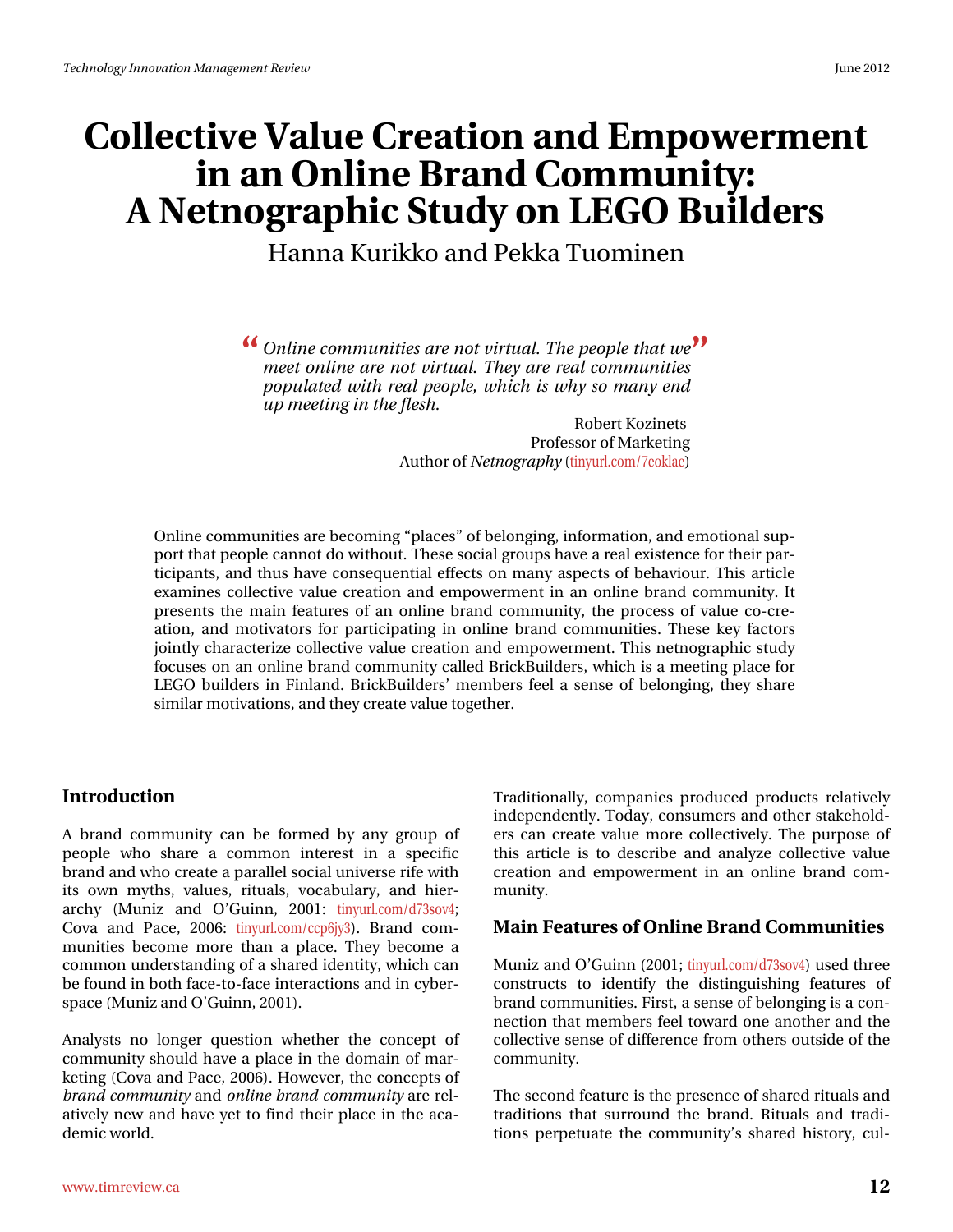# Collective Value Creation and Empowerment in an Online Brand Community: A Netnographic Study on LEGO Builders

Hanna Kurikko and Pekka Tuominen

> *Online communities are not virtual. The people that we meet online are not virtual. They are real communities populated with real people, which is why so many end up meeting in the flesh.*
>
> Robert Kozinets
> Professor of Marketing
> Author of *Netnography* (tinyurl.com/7eoklae)

Online communities are becoming "places" of belonging, information, and emotional support that people cannot do without. These social groups have a real existence for their participants, and thus have consequential effects on many aspects of behaviour. This article examines collective value creation and empowerment in an online brand community. It presents the main features of an online brand community, the process of value co-creation, and motivators for participating in online brand communities. These key factors jointly characterize collective value creation and empowerment. This netnographic study focuses on an online brand community called BrickBuilders, which is a meeting place for LEGO builders in Finland. BrickBuilders' members feel a sense of belonging, they share similar motivations, and they create value together.

## Introduction

A brand community can be formed by any group of people who share a common interest in a specific brand and who create a parallel social universe rife with its own myths, values, rituals, vocabulary, and hierarchy (Muniz and O'Guinn, 2001: tinyurl.com/d73sov4; Cova and Pace, 2006: tinyurl.com/ccp6jy3). Brand communities become more than a place. They become a common understanding of a shared identity, which can be found in both face-to-face interactions and in cyberspace (Muniz and O'Guinn, 2001).

Analysts no longer question whether the concept of community should have a place in the domain of marketing (Cova and Pace, 2006). However, the concepts of *brand community* and *online brand community* are relatively new and have yet to find their place in the academic world.

Traditionally, companies produced products relatively independently. Today, consumers and other stakeholders can create value more collectively. The purpose of this article is to describe and analyze collective value creation and empowerment in an online brand community.

## Main Features of Online Brand Communities

Muniz and O'Guinn (2001; tinyurl.com/d73sov4) used three constructs to identify the distinguishing features of brand communities. First, a sense of belonging is a connection that members feel toward one another and the collective sense of difference from others outside of the community.

The second feature is the presence of shared rituals and traditions that surround the brand. Rituals and traditions perpetuate the community's shared history, cul-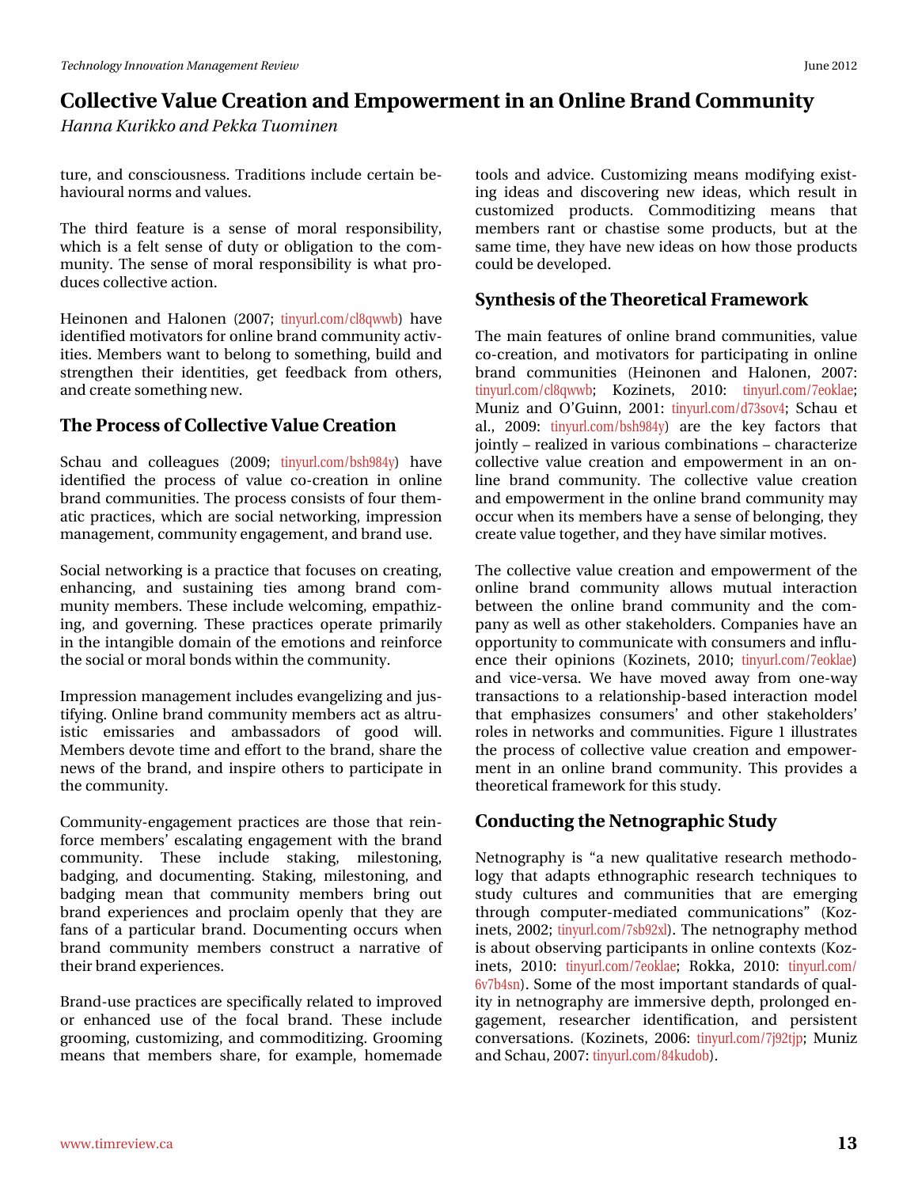ture, and consciousness. Traditions include certain behavioural norms and values.

The third feature is a sense of moral responsibility, which is a felt sense of duty or obligation to the community. The sense of moral responsibility is what produces collective action.

Heinonen and Halonen (2007; tinyurl.com/cl8qwwb) have identified motivators for online brand community activities. Members want to belong to something, build and strengthen their identities, get feedback from others, and create something new.

## The Process of Collective Value Creation

Schau and colleagues (2009; tinyurl.com/bsh984y) have identified the process of value co-creation in online brand communities. The process consists of four thematic practices, which are social networking, impression management, community engagement, and brand use.

Social networking is a practice that focuses on creating, enhancing, and sustaining ties among brand community members. These include welcoming, empathizing, and governing. These practices operate primarily in the intangible domain of the emotions and reinforce the social or moral bonds within the community.

Impression management includes evangelizing and justifying. Online brand community members act as altruistic emissaries and ambassadors of good will. Members devote time and effort to the brand, share the news of the brand, and inspire others to participate in the community.

Community-engagement practices are those that reinforce members' escalating engagement with the brand community. These include staking, milestoning, badging, and documenting. Staking, milestoning, and badging mean that community members bring out brand experiences and proclaim openly that they are fans of a particular brand. Documenting occurs when brand community members construct a narrative of their brand experiences.

Brand-use practices are specifically related to improved or enhanced use of the focal brand. These include grooming, customizing, and commoditizing. Grooming means that members share, for example, homemade tools and advice. Customizing means modifying existing ideas and discovering new ideas, which result in customized products. Commoditizing means that members rant or chastise some products, but at the same time, they have new ideas on how those products could be developed.

## Synthesis of the Theoretical Framework

The main features of online brand communities, value co-creation, and motivators for participating in online brand communities (Heinonen and Halonen, 2007: tinyurl.com/cl8qwwb; Kozinets, 2010: tinyurl.com/7eoklae; Muniz and O'Guinn, 2001: tinyurl.com/d73sov4; Schau et al., 2009: tinyurl.com/bsh984y) are the key factors that jointly – realized in various combinations – characterize collective value creation and empowerment in an online brand community. The collective value creation and empowerment in the online brand community may occur when its members have a sense of belonging, they create value together, and they have similar motives.

The collective value creation and empowerment of the online brand community allows mutual interaction between the online brand community and the company as well as other stakeholders. Companies have an opportunity to communicate with consumers and influence their opinions (Kozinets, 2010; tinyurl.com/7eoklae) and vice-versa. We have moved away from one-way transactions to a relationship-based interaction model that emphasizes consumers' and other stakeholders' roles in networks and communities. Figure 1 illustrates the process of collective value creation and empowerment in an online brand community. This provides a theoretical framework for this study.

## Conducting the Netnographic Study

Netnography is "a new qualitative research methodology that adapts ethnographic research techniques to study cultures and communities that are emerging through computer-mediated communications" (Kozinets, 2002; tinyurl.com/7sb92xl). The netnography method is about observing participants in online contexts (Kozinets, 2010: tinyurl.com/7eoklae; Rokka, 2010: tinyurl.com/6v7b4sn). Some of the most important standards of quality in netnography are immersive depth, prolonged engagement, researcher identification, and persistent conversations. (Kozinets, 2006: tinyurl.com/7j92tjp; Muniz and Schau, 2007: tinyurl.com/84kudob).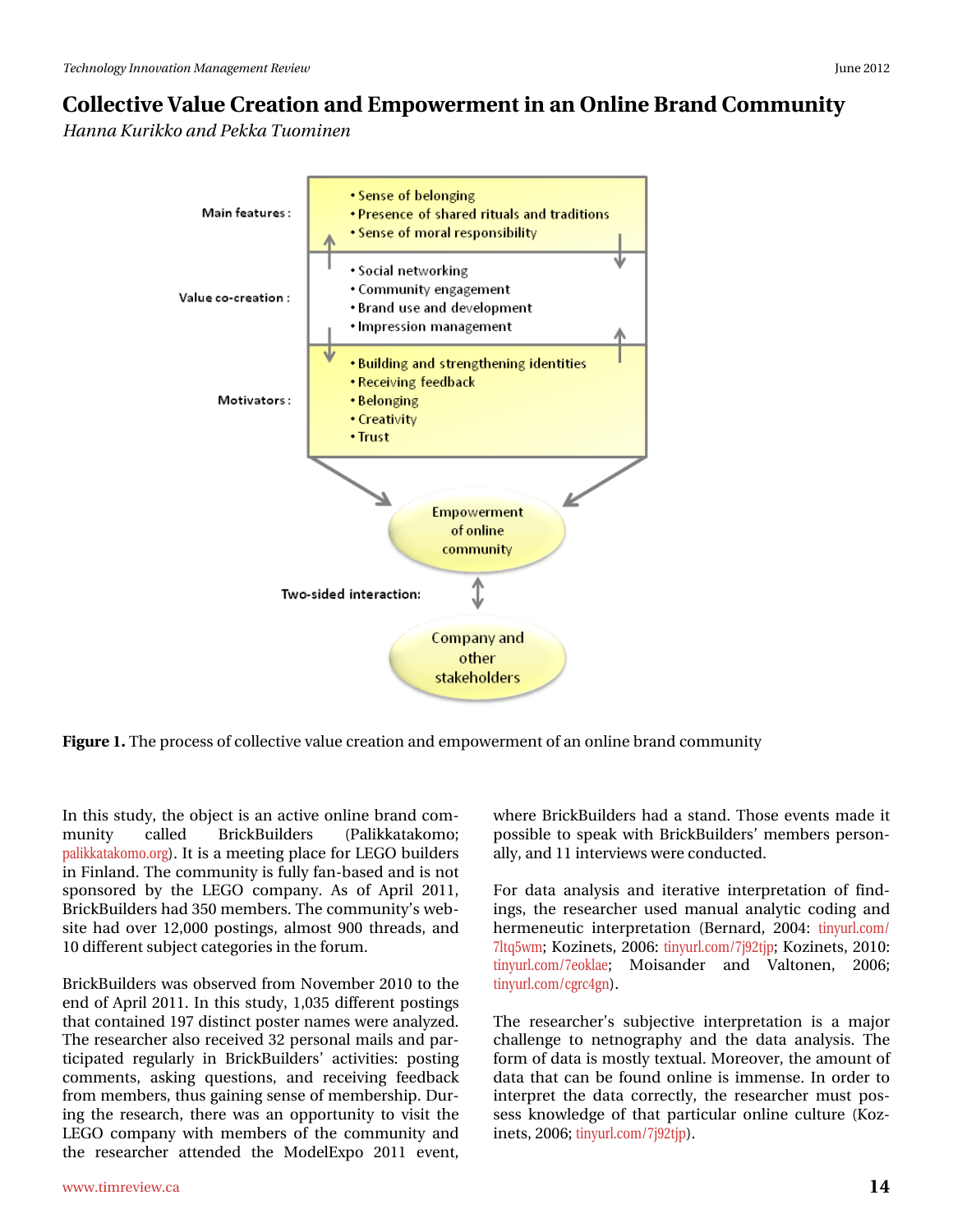Main features:

- Sense of belonging
- Presence of shared rituals and traditions
- Sense of moral responsibility

Value co-creation:

- Social networking
- Community engagement
- Brand use and development
- Impression management

Motivators:

- Building and strengthening identities
- Receiving feedback
- Belonging
- Creativity
- Trust

Empowerment of online community

Two-sided interaction:

Company and other stakeholders

**Figure 1.** The process of collective value creation and empowerment of an online brand community

In this study, the object is an active online brand community called BrickBuilders (Palikkatakomo; palikkatakomo.org). It is a meeting place for LEGO builders in Finland. The community is fully fan-based and is not sponsored by the LEGO company. As of April 2011, BrickBuilders had 350 members. The community's website had over 12,000 postings, almost 900 threads, and 10 different subject categories in the forum.

BrickBuilders was observed from November 2010 to the end of April 2011. In this study, 1,035 different postings that contained 197 distinct poster names were analyzed. The researcher also received 32 personal mails and participated regularly in BrickBuilders' activities: posting comments, asking questions, and receiving feedback from members, thus gaining sense of membership. During the research, there was an opportunity to visit the LEGO company with members of the community and the researcher attended the ModelExpo 2011 event, where BrickBuilders had a stand. Those events made it possible to speak with BrickBuilders' members personally, and 11 interviews were conducted.

For data analysis and iterative interpretation of findings, the researcher used manual analytic coding and hermeneutic interpretation (Bernard, 2004: tinyurl.com/7ltq5wm; Kozinets, 2006: tinyurl.com/7j92tjp; Kozinets, 2010: tinyurl.com/7eoklae; Moisander and Valtonen, 2006; tinyurl.com/cgrc4gn).

The researcher's subjective interpretation is a major challenge to netnography and the data analysis. The form of data is mostly textual. Moreover, the amount of data that can be found online is immense. In order to interpret the data correctly, the researcher must possess knowledge of that particular online culture (Kozinets, 2006; tinyurl.com/7j92tjp).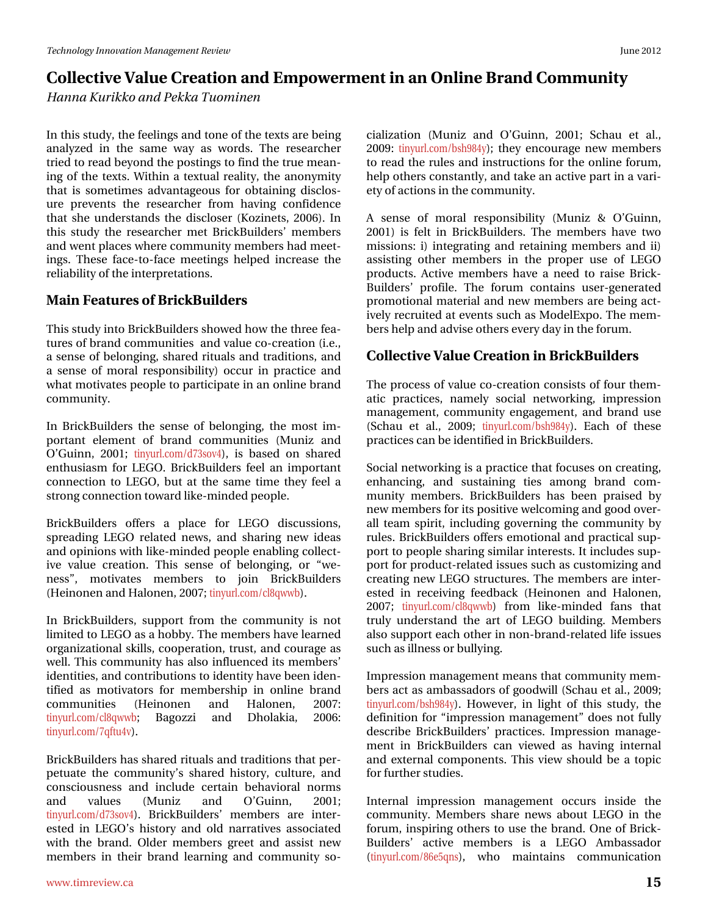In this study, the feelings and tone of the texts are being analyzed in the same way as words. The researcher tried to read beyond the postings to find the true meaning of the texts. Within a textual reality, the anonymity that is sometimes advantageous for obtaining disclosure prevents the researcher from having confidence that she understands the discloser (Kozinets, 2006). In this study the researcher met BrickBuilders' members and went places where community members had meetings. These face-to-face meetings helped increase the reliability of the interpretations.

## Main Features of BrickBuilders

This study into BrickBuilders showed how the three features of brand communities and value co-creation (i.e., a sense of belonging, shared rituals and traditions, and a sense of moral responsibility) occur in practice and what motivates people to participate in an online brand community.

In BrickBuilders the sense of belonging, the most important element of brand communities (Muniz and O'Guinn, 2001; tinyurl.com/d73sov4), is based on shared enthusiasm for LEGO. BrickBuilders feel an important connection to LEGO, but at the same time they feel a strong connection toward like-minded people.

BrickBuilders offers a place for LEGO discussions, spreading LEGO related news, and sharing new ideas and opinions with like-minded people enabling collective value creation. This sense of belonging, or "we-ness", motivates members to join BrickBuilders (Heinonen and Halonen, 2007; tinyurl.com/cl8qwwb).

In BrickBuilders, support from the community is not limited to LEGO as a hobby. The members have learned organizational skills, cooperation, trust, and courage as well. This community has also influenced its members' identities, and contributions to identity have been identified as motivators for membership in online brand communities (Heinonen and Halonen, 2007: tinyurl.com/cl8qwwb; Bagozzi and Dholakia, 2006: tinyurl.com/7qftu4v).

BrickBuilders has shared rituals and traditions that perpetuate the community's shared history, culture, and consciousness and include certain behavioral norms and values (Muniz and O'Guinn, 2001; tinyurl.com/d73sov4). BrickBuilders' members are interested in LEGO's history and old narratives associated with the brand. Older members greet and assist new members in their brand learning and community socialization (Muniz and O'Guinn, 2001; Schau et al., 2009: tinyurl.com/bsh984y); they encourage new members to read the rules and instructions for the online forum, help others constantly, and take an active part in a variety of actions in the community.

A sense of moral responsibility (Muniz & O'Guinn, 2001) is felt in BrickBuilders. The members have two missions: i) integrating and retaining members and ii) assisting other members in the proper use of LEGO products. Active members have a need to raise BrickBuilders' profile. The forum contains user-generated promotional material and new members are being actively recruited at events such as ModelExpo. The members help and advise others every day in the forum.

## Collective Value Creation in BrickBuilders

The process of value co-creation consists of four thematic practices, namely social networking, impression management, community engagement, and brand use (Schau et al., 2009; tinyurl.com/bsh984y). Each of these practices can be identified in BrickBuilders.

Social networking is a practice that focuses on creating, enhancing, and sustaining ties among brand community members. BrickBuilders has been praised by new members for its positive welcoming and good overall team spirit, including governing the community by rules. BrickBuilders offers emotional and practical support to people sharing similar interests. It includes support for product-related issues such as customizing and creating new LEGO structures. The members are interested in receiving feedback (Heinonen and Halonen, 2007; tinyurl.com/cl8qwwb) from like-minded fans that truly understand the art of LEGO building. Members also support each other in non-brand-related life issues such as illness or bullying.

Impression management means that community members act as ambassadors of goodwill (Schau et al., 2009; tinyurl.com/bsh984y). However, in light of this study, the definition for "impression management" does not fully describe BrickBuilders' practices. Impression management in BrickBuilders can viewed as having internal and external components. This view should be a topic for further studies.

Internal impression management occurs inside the community. Members share news about LEGO in the forum, inspiring others to use the brand. One of BrickBuilders' active members is a LEGO Ambassador (tinyurl.com/86e5qns), who maintains communication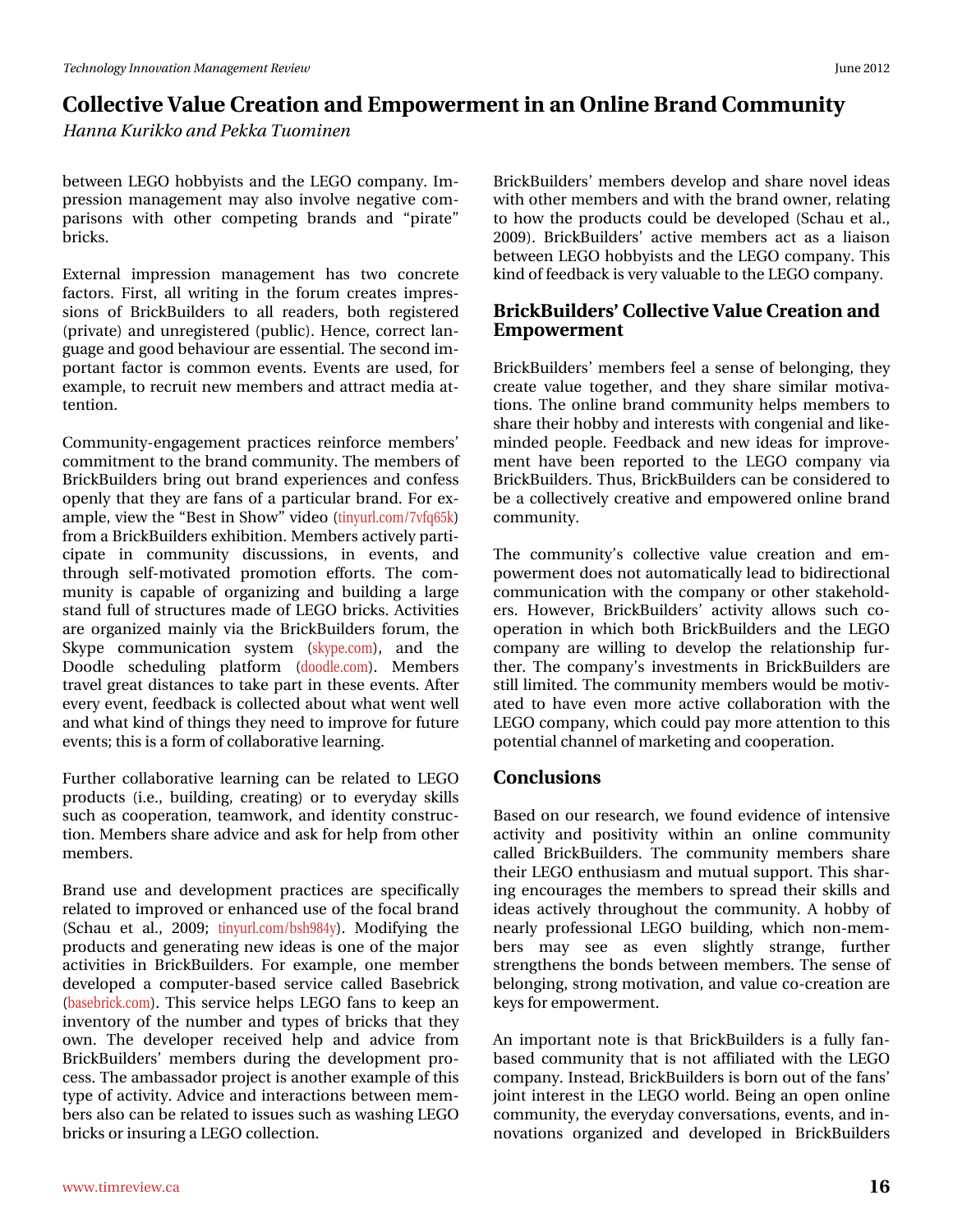between LEGO hobbyists and the LEGO company. Impression management may also involve negative comparisons with other competing brands and "pirate" bricks.

External impression management has two concrete factors. First, all writing in the forum creates impressions of BrickBuilders to all readers, both registered (private) and unregistered (public). Hence, correct language and good behaviour are essential. The second important factor is common events. Events are used, for example, to recruit new members and attract media attention.

Community-engagement practices reinforce members' commitment to the brand community. The members of BrickBuilders bring out brand experiences and confess openly that they are fans of a particular brand. For example, view the "Best in Show" video (tinyurl.com/7vfq65k) from a BrickBuilders exhibition. Members actively participate in community discussions, in events, and through self-motivated promotion efforts. The community is capable of organizing and building a large stand full of structures made of LEGO bricks. Activities are organized mainly via the BrickBuilders forum, the Skype communication system (skype.com), and the Doodle scheduling platform (doodle.com). Members travel great distances to take part in these events. After every event, feedback is collected about what went well and what kind of things they need to improve for future events; this is a form of collaborative learning.

Further collaborative learning can be related to LEGO products (i.e., building, creating) or to everyday skills such as cooperation, teamwork, and identity construction. Members share advice and ask for help from other members.

Brand use and development practices are specifically related to improved or enhanced use of the focal brand (Schau et al., 2009; tinyurl.com/bsh984y). Modifying the products and generating new ideas is one of the major activities in BrickBuilders. For example, one member developed a computer-based service called Basebrick (basebrick.com). This service helps LEGO fans to keep an inventory of the number and types of bricks that they own. The developer received help and advice from BrickBuilders' members during the development process. The ambassador project is another example of this type of activity. Advice and interactions between members also can be related to issues such as washing LEGO bricks or insuring a LEGO collection.

BrickBuilders' members develop and share novel ideas with other members and with the brand owner, relating to how the products could be developed (Schau et al., 2009). BrickBuilders' active members act as a liaison between LEGO hobbyists and the LEGO company. This kind of feedback is very valuable to the LEGO company.

## BrickBuilders' Collective Value Creation and Empowerment

BrickBuilders' members feel a sense of belonging, they create value together, and they share similar motivations. The online brand community helps members to share their hobby and interests with congenial and like-minded people. Feedback and new ideas for improvement have been reported to the LEGO company via BrickBuilders. Thus, BrickBuilders can be considered to be a collectively creative and empowered online brand community.

The community's collective value creation and empowerment does not automatically lead to bidirectional communication with the company or other stakeholders. However, BrickBuilders' activity allows such cooperation in which both BrickBuilders and the LEGO company are willing to develop the relationship further. The company's investments in BrickBuilders are still limited. The community members would be motivated to have even more active collaboration with the LEGO company, which could pay more attention to this potential channel of marketing and cooperation.

## Conclusions

Based on our research, we found evidence of intensive activity and positivity within an online community called BrickBuilders. The community members share their LEGO enthusiasm and mutual support. This sharing encourages the members to spread their skills and ideas actively throughout the community. A hobby of nearly professional LEGO building, which non-members may see as even slightly strange, further strengthens the bonds between members. The sense of belonging, strong motivation, and value co-creation are keys for empowerment.

An important note is that BrickBuilders is a fully fan-based community that is not affiliated with the LEGO company. Instead, BrickBuilders is born out of the fans' joint interest in the LEGO world. Being an open online community, the everyday conversations, events, and innovations organized and developed in BrickBuilders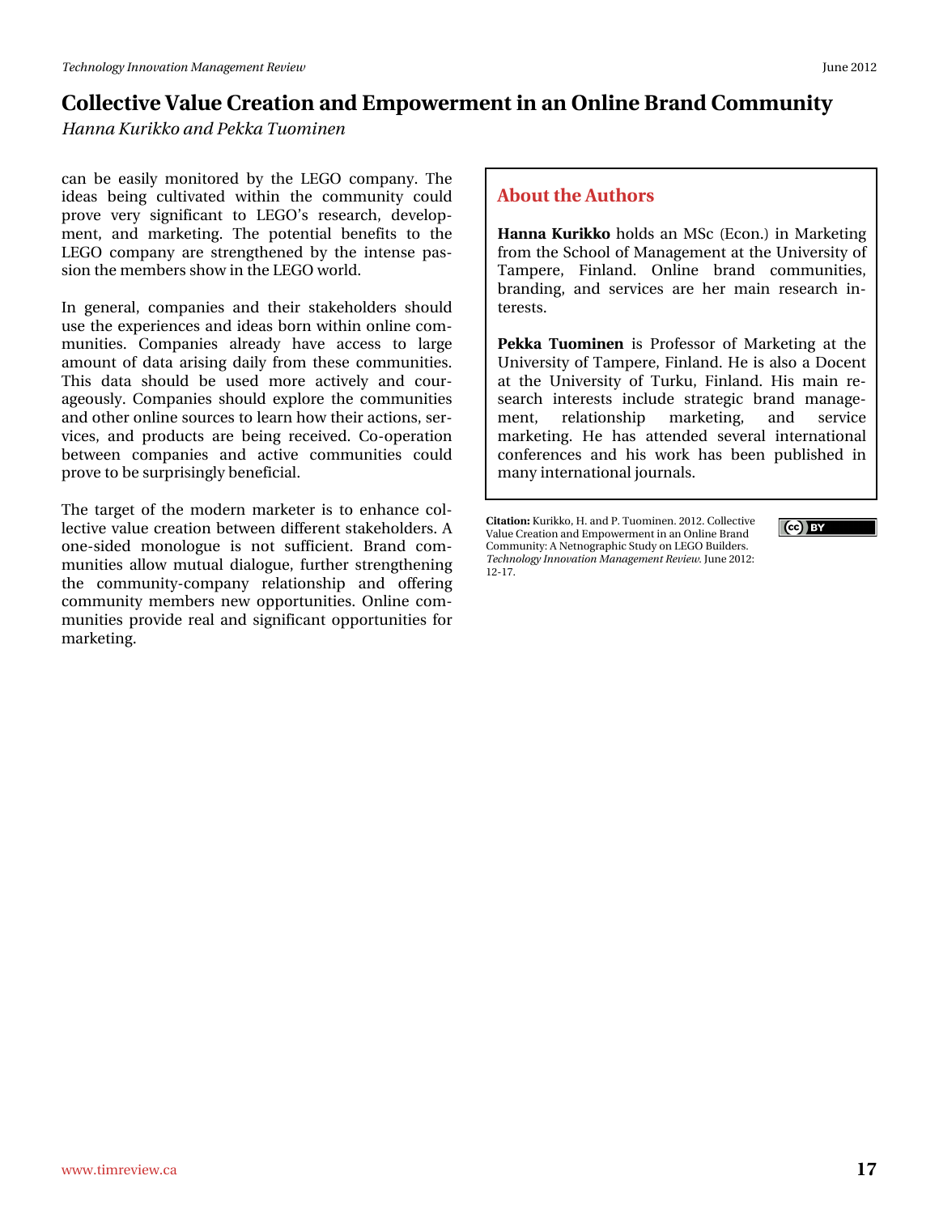can be easily monitored by the LEGO company. The ideas being cultivated within the community could prove very significant to LEGO's research, development, and marketing. The potential benefits to the LEGO company are strengthened by the intense passion the members show in the LEGO world.

In general, companies and their stakeholders should use the experiences and ideas born within online communities. Companies already have access to large amount of data arising daily from these communities. This data should be used more actively and courageously. Companies should explore the communities and other online sources to learn how their actions, services, and products are being received. Co-operation between companies and active communities could prove to be surprisingly beneficial.

The target of the modern marketer is to enhance collective value creation between different stakeholders. A one-sided monologue is not sufficient. Brand communities allow mutual dialogue, further strengthening the community-company relationship and offering community members new opportunities. Online communities provide real and significant opportunities for marketing.

## About the Authors

**Hanna Kurikko** holds an MSc (Econ.) in Marketing from the School of Management at the University of Tampere, Finland. Online brand communities, branding, and services are her main research interests.

**Pekka Tuominen** is Professor of Marketing at the University of Tampere, Finland. He is also a Docent at the University of Turku, Finland. His main research interests include strategic brand management, relationship marketing, and service marketing. He has attended several international conferences and his work has been published in many international journals.

**Citation:** Kurikko, H. and P. Tuominen. 2012. Collective Value Creation and Empowerment in an Online Brand Community: A Netnographic Study on LEGO Builders. *Technology Innovation Management Review*. June 2012: 12-17.

(cc) BY